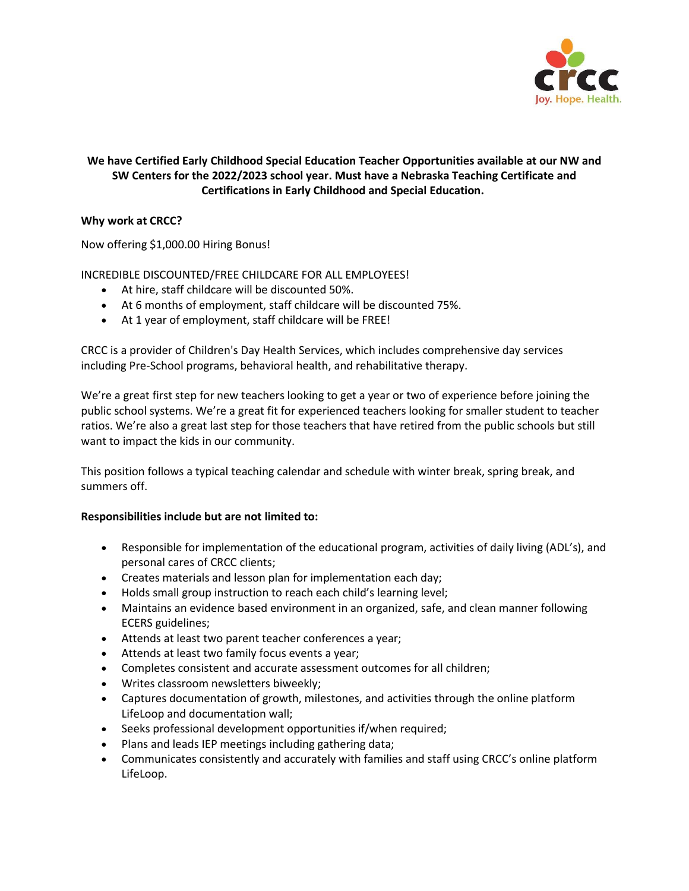**We have Certified Early Childhood Special Education Teacher Opportunities available at our NW and SW Centers for the 2022/2023 school year. Must have a Nebraska Teaching Certificate and Certifications in Early Childhood and Special Education.**

**Why work at CRCC?**

Now offering $1,000.00 Hiring Bonus!

INCREDIBLE DISCOUNTED/FREE CHILDCARE FOR ALL EMPLOYEES!

- At hire, staff childcare will be discounted 50%.
- At 6 months of employment, staff childcare will be discounted 75%.
- At 1 year of employment, staff childcare will be FREE!

CRCC is a provider of Children's Day Health Services, which includes comprehensive day services including Pre-School programs, behavioral health, and rehabilitative therapy.

We're a great first step for new teachers looking to get a year or two of experience before joining the public school systems. We're a great fit for experienced teachers looking for smaller student to teacher ratios. We're also a great last step for those teachers that have retired from the public schools but still want to impact the kids in our community.

This position follows a typical teaching calendar and schedule with winter break, spring break, and summers off.

**Responsibilities include but are not limited to:**

- Responsible for implementation of the educational program, activities of daily living (ADL's), and personal cares of CRCC clients;
- Creates materials and lesson plan for implementation each day;
- Holds small group instruction to reach each child's learning level;
- Maintains an evidence based environment in an organized, safe, and clean manner following ECERS guidelines;
- Attends at least two parent teacher conferences a year;
- Attends at least two family focus events a year;
- Completes consistent and accurate assessment outcomes for all children;
- Writes classroom newsletters biweekly;
- Captures documentation of growth, milestones, and activities through the online platform LifeLoop and documentation wall;
- Seeks professional development opportunities if/when required;
- Plans and leads IEP meetings including gathering data;
- Communicates consistently and accurately with families and staff using CRCC's online platform LifeLoop.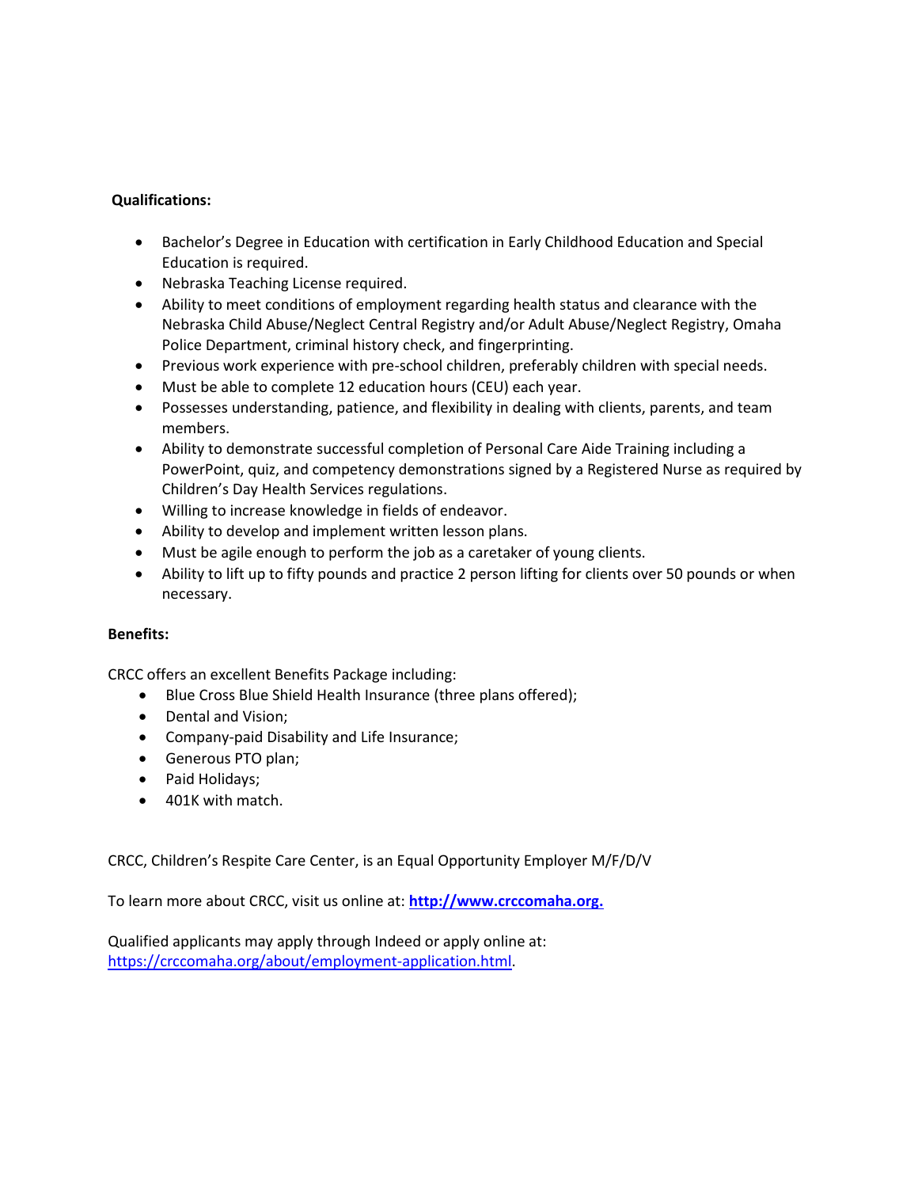**Qualifications:**

- Bachelor's Degree in Education with certification in Early Childhood Education and Special Education is required.
- Nebraska Teaching License required.
- Ability to meet conditions of employment regarding health status and clearance with the Nebraska Child Abuse/Neglect Central Registry and/or Adult Abuse/Neglect Registry, Omaha Police Department, criminal history check, and fingerprinting.
- Previous work experience with pre-school children, preferably children with special needs.
- Must be able to complete 12 education hours (CEU) each year.
- Possesses understanding, patience, and flexibility in dealing with clients, parents, and team members.
- Ability to demonstrate successful completion of Personal Care Aide Training including a PowerPoint, quiz, and competency demonstrations signed by a Registered Nurse as required by Children's Day Health Services regulations.
- Willing to increase knowledge in fields of endeavor.
- Ability to develop and implement written lesson plans.
- Must be agile enough to perform the job as a caretaker of young clients.
- Ability to lift up to fifty pounds and practice 2 person lifting for clients over 50 pounds or when necessary.

**Benefits:**

CRCC offers an excellent Benefits Package including:

- Blue Cross Blue Shield Health Insurance (three plans offered);
- Dental and Vision;
- Company-paid Disability and Life Insurance;
- Generous PTO plan;
- Paid Holidays;
- 401K with match.

CRCC, Children's Respite Care Center, is an Equal Opportunity Employer M/F/D/V

To learn more about CRCC, visit us online at: **http://www.crccomaha.org.**

Qualified applicants may apply through Indeed or apply online at: https://crccomaha.org/about/employment-application.html.